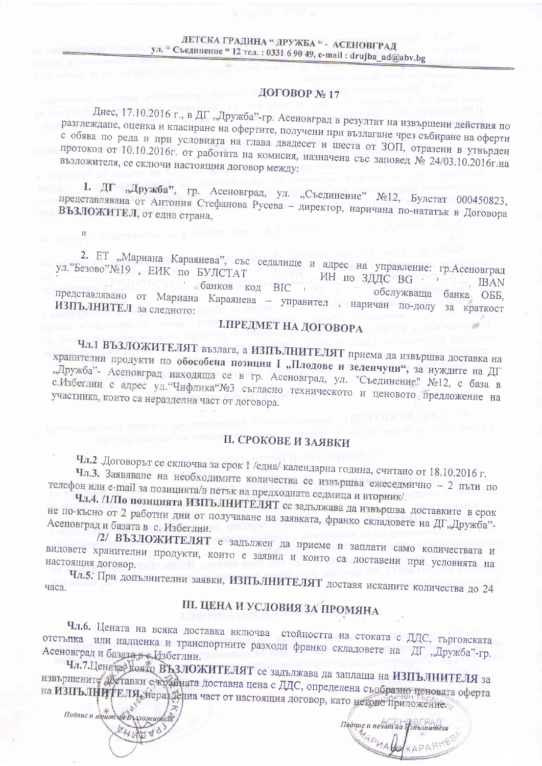**ДЕТСКА ГРАДИНА " ДРУЖБА " - АСЕНОВГРАД**
**ул. " Съединение " 12 тел. : 0331 6 90 49, e-mail : drujba_ad@abv.bg**

## ДОГОВОР № 17

Днес, 17.10.2016 г., в ДГ „Дружба"-гр. Асеновград в резултат на извършени действия по разглеждане, оценка и класиране на офертите, получени при възлагане чрез събиране на оферти с обява по реда и при условията на глава двадесет и шеста от ЗОП, отразени в утвърден протокол от 10.10.2016г. от работата на комисия, назначена със заповед № 24/03.10.2016г.на възложителя, се сключи настоящия договор между:

**1. ДГ „Дружба"**, гр. Асеновград, ул. „Съединение" №12, Булстат 000450823, представлявана от Антония Стефанова Русева – директор, наричана по-натагък в Договора **ВЪЗЛОЖИТЕЛ**, от една страна,

и

2. ЕТ „Мариана Караянева", със седалище и адрес на управление: гр.Асеновград ул."Безово"№19 , ЕИК по БУЛСТАТ 5093191, ИН по ЗДДС BG 5093194, IBAN 3300310510765 , банков код BIC , обслужваща банка ОББ, представлявано от Мариана Караянева – управител , наричан по-долу за краткост **ИЗПЪЛНИТЕЛ** за следното:

## I.ПРЕДМЕТ НА ДОГОВОРА

**Чл.1 ВЪЗЛОЖИТЕЛЯТ** възлага, а **ИЗПЪЛНИТЕЛЯТ** приема да извършва доставка на хранителни продукти по **обособена позиция I „Плодове и зеленчуци"**, за нуждите на ДГ „Дружба"- Асеновград находяща се в гр. Асеновград, ул. "Съединение" №12, с база в с.Избеглии с адрес ул."Чифлика"№3 съгласно техническото и ценовото предложение на участника, които са неразделна част от договора.

## II. СРОКОВЕ И ЗАЯВКИ

Чл.2 .Договорът се сключва за срок 1 /една/ календарна година, считано от 18.10.2016 г.

Чл.3. Заявяване на необходимите количества се извършва ежеседмично – 2 пъти по телефон или e-mail за позицията/в петък на предходната седмица и вторник/.

Чл.4. /1/По позицията **ИЗПЪЛНИТЕЛЯТ** се задължава да извършва доставките в срок не по-късно от 2 работни дни от получаване на заявката, франко складовете на ДГ„Дружба"-Асеновград и базата в с. Избеглии.

/2/ **ВЪЗЛОЖИТЕЛЯТ** е задължен да приеме и заплати само количествата и видовете хранителни продукти, които е заявил и които са доставени при условията на настоящия договор.

Чл.5. При допълнителни заявки, **ИЗПЪЛНИТЕЛЯТ** доставя исканите количества до 24 часа.

## III. ЦЕНА И УСЛОВИЯ ЗА ПРОМЯНА

**Чл.6.** Цената на всяка доставка включва стойността на стоката с ДДС, търговската отстъпка или надценка и транспортните разходи франко складовете на ДГ „Дружба"-гр. Асеновград и базата в с.Избеглии.

**Чл.7.**Цената, която **ВЪЗЛОЖИТЕЛЯТ** се задължава да заплаща на **ИЗПЪЛНИТЕЛЯ** за извършените доставки е крайната доставна цена с ДДС, определена съобразно ценовата оферта на **ИЗПЪЛНИТЕЛЯ**, неразделна част от настоящия договор, като негово приложение.

*Подпис и печат на Възложителя* *Подпис и печат на Изпълнителя*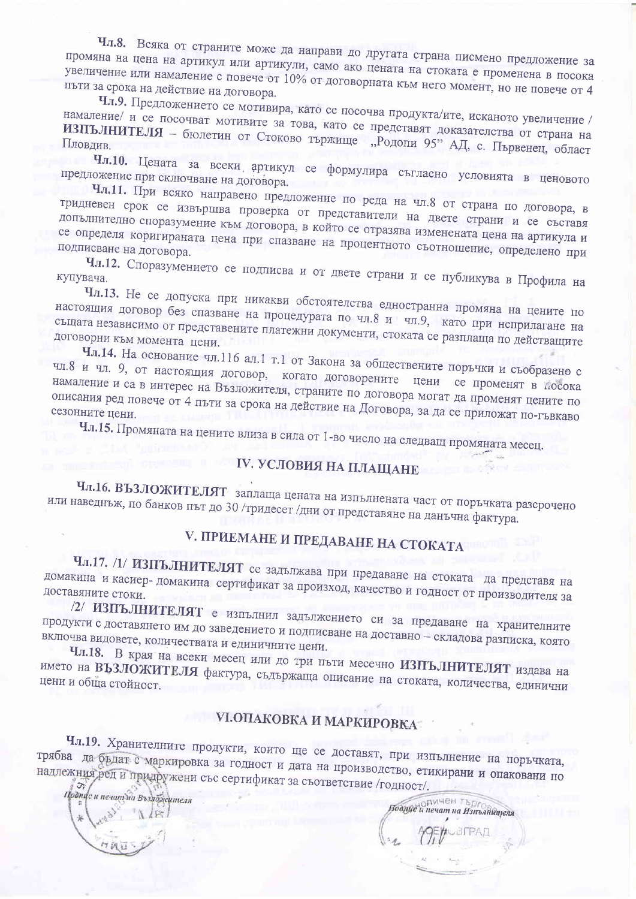**Чл.8.** Всяка от страните може да направи до другата страна писмено предложение за промяна на цена на артикул или артикули, само ако цената на стоката е променена в посока увеличение или намаление с повече от 10% от договорната към него момент, но не повече от 4 пъти за срока на действие на договора.

**Чл.9.** Предложението се мотивира, като се посочва продукта/ите, исканото увеличение / намаление/ и се посочват мотивите за това, като се представят доказателства от страна на **ИЗПЪЛНИТЕЛЯ** – бюлетин от Стоково тържище „Родопи 95" АД, с. Първенец, област Пловдив.

**Чл.10.** Цената за всеки артикул се формулира съгласно условията в ценовото предложение при сключване на договора.

**Чл.11.** При всяко направено предложение по реда на чл.8 от страна по договора, в тридневен срок се извършва проверка от представители на двете страни и се съставя допълнително споразумение към договора, в който се отразява изменената цена на артикула и се определя коригираната цена при спазване на процентното съотношение, определено при подписване на договора.

**Чл.12.** Споразумението се подписва и от двете страни и се публикува в Профила на купувача.

**Чл.13.** Не се допуска при никакви обстоятелства едностранна промяна на цените по настоящия договор без спазване на процедурата по чл.8 и чл.9, като при неприлагане на същата независимо от представените платежни документи, стоката се разплаща по действащите договорни към момента цени.

**Чл.14.** На основание чл.116 ал.1 т.1 от Закона за обществените поръчки и съобразено с чл.8 и чл. 9, от настоящия договор, когато договорените цени се променят в посока намаление и са в интерес на Възложителя, страните по договора могат да променят цените по описания ред повече от 4 пъти за срока на действие на Договора, за да се приложат по-гъвкаво сезонните цени.

**Чл.15.** Промяната на цените влиза в сила от 1-во число на следващ промяната месец.

## IV. УСЛОВИЯ НА ПЛАЩАНЕ

**Чл.16. ВЪЗЛОЖИТЕЛЯТ** заплаща цената на изпълнената част от поръчката разсрочено или наведнъж, по банков път до 30 /тридесет /дни от представяне на данъчна фактура.

## V. ПРИЕМАНЕ И ПРЕДАВАНЕ НА СТОКАТА

**Чл.17.** /1/ **ИЗПЪЛНИТЕЛЯТ** се задължава при предаване на стоката да представя на домакина и касиер- домакина сертификат за произход, качество и годност от производителя за доставяните стоки.

/2/ **ИЗПЪЛНИТЕЛЯТ** е изпълнил задължението си за предаване на хранителните продукти с доставянето им до заведението и подписване на доставно – складова разписка, която включва видовете, количествата и единичните цени.

**Чл.18.** В края на всеки месец или до три пъти месечно **ИЗПЪЛНИТЕЛЯТ** издава на името на **ВЪЗЛОЖИТЕЛЯ** фактура, съдържаща описание на стоката, количества, единични цени и обща стойност.

## VI.ОПАКОВКА И МАРКИРОВКА

**Чл.19.** Хранителните продукти, които ще се доставят, при изпълнение на поръчката, трябва да бъдат с маркировка за годност и дата на производство, етикирани и опаковани по надлежния ред и придружени със сертификат за съответствие /годност/.

Подпис и печат на Възложителя

Подпис и печат на Изпълнителя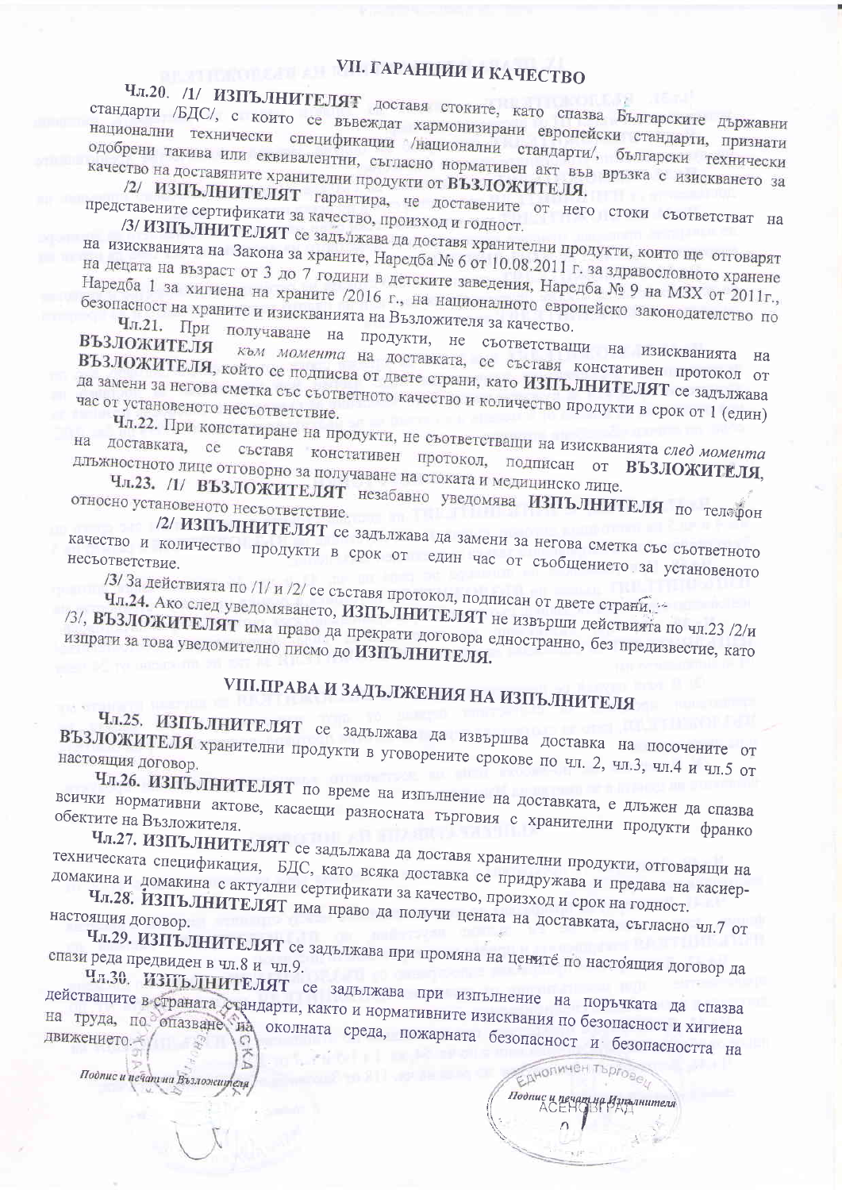## VII. ГАРАНЦИИ И КАЧЕСТВО

**Чл.20.** /1/ **ИЗПЪЛНИТЕЛЯТ** доставя стоките, като спазва Българските държавни стандарти /БДС/, с които се въвеждат хармонизирани европейски стандарти, признати национални технически спецификации /национални стандарти/, български технически одобрени такива или еквивалентни, съгласно нормативен акт във връзка с изискването за качество на доставяните хранителни продукти от **ВЪЗЛОЖИТЕЛЯ**.

/2/ **ИЗПЪЛНИТЕЛЯТ** гарантира, че доставените от него стоки съответстват на представените сертификати за качество, произход и годност.

/3/ **ИЗПЪЛНИТЕЛЯТ** се задължава да доставя хранителни продукти, които ще отговарят на изискванията на Закона за храните, Наредба № 6 от 10.08.2011 г. за здравословното хранене на децата на възраст от 3 до 7 години в детските заведения, Наредба № 9 на МЗХ от 2011г., Наредба 1 за хигиена на храните /2016 г., на националното европейско законодателство по безопасност на храните и изискванията на Възложителя за качество.

**Чл.21.** При получаване на продукти, не съответстващи на изискванията на **ВЪЗЛОЖИТЕЛЯ** *към момента* на доставката, се съставя констативен протокол от **ВЪЗЛОЖИТЕЛЯ**, който се подписва от двете страни, като **ИЗПЪЛНИТЕЛЯТ** се задължава да замени за негова сметка със съответното качество и количество продукти в срок от 1 (един) час от установеното несъответствие.

**Чл.22.** При констатиране на продукти, не съответстващи на изискванията *след момента* на доставката, се съставя констативен протокол, подписан от **ВЪЗЛОЖИТЕЛЯ**, длъжностното лице отговорно за получаване на стоката и медицинско лице.

**Чл.23.** /1/ **ВЪЗЛОЖИТЕЛЯТ** незабавно уведомява **ИЗПЪЛНИТЕЛЯ** по телефон относно установеното несъответствие.

/2/ **ИЗПЪЛНИТЕЛЯТ** се задължава да замени за негова сметка със съответното качество и количество продукти в срок от един час от съобщението за установеното несъответствие.

/3/ За действията по /1/ и /2/ се съставя протокол, подписан от двете страни.

**Чл.24.** Ако след уведомяването, **ИЗПЪЛНИТЕЛЯТ** не извърши действията по чл.23 /2/и /3/, **ВЪЗЛОЖИТЕЛЯТ** има право да прекрати договора едностранно, без предизвестие, като изпрати за това уведомително писмо до **ИЗПЪЛНИТЕЛЯ**.

## VIII.ПРАВА И ЗАДЪЛЖЕНИЯ НА ИЗПЪЛНИТЕЛЯ

**Чл.25.** **ИЗПЪЛНИТЕЛЯТ** се задължава да извършва доставка на посочените от **ВЪЗЛОЖИТЕЛЯ** хранителни продукти в уговорените срокове по чл. 2, чл.3, чл.4 и чл.5 от настоящия договор.

**Чл.26.** **ИЗПЪЛНИТЕЛЯТ** по време на изпълнение на доставката, е длъжен да спазва всички нормативни актове, касаещи разносната търговия с хранителни продукти франко обектите на Възложителя.

**Чл.27.** **ИЗПЪЛНИТЕЛЯТ** се задължава да доставя хранителни продукти, отговарящи на техническата спецификация, БДС, като всяка доставка се придружава и предава на касиер-домакина и домакина с актуални сертификати за качество, произход и срок на годност.

**Чл.28.** **ИЗПЪЛНИТЕЛЯТ** има право да получи цената на доставката, съгласно чл.7 от настоящия договор.

**Чл.29.** **ИЗПЪЛНИТЕЛЯТ** се задължава при промяна на цените по настоящия договор да спази реда предвиден в чл.8 и чл.9.

**Чл.30.** **ИЗПЪЛНИТЕЛЯТ** се задължава при изпълнение на поръчката да спазва действащите в страната стандарти, както и нормативните изисквания по безопасност и хигиена на труда, по опазване на околната среда, пожарната безопасност и безопасността на движението.

Подпис и печат на Възложителя

Подпис и печат на Изпълнителя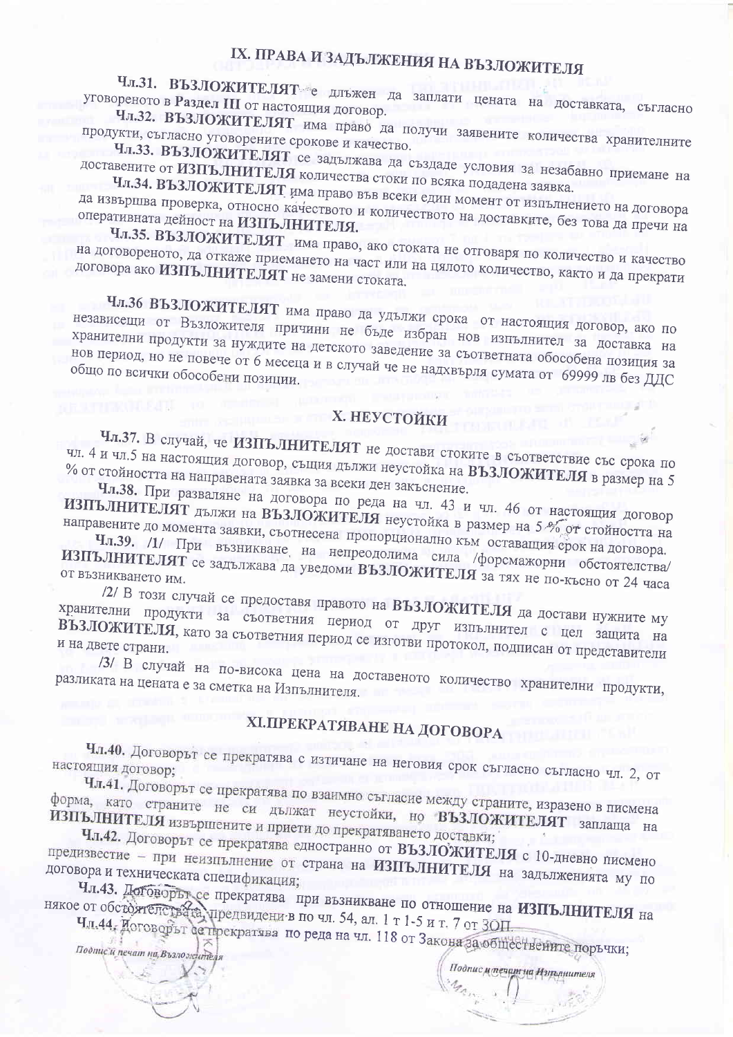## IX. ПРАВА И ЗАДЪЛЖЕНИЯ НА ВЪЗЛОЖИТЕЛЯ

**Чл.31. ВЪЗЛОЖИТЕЛЯТ** е длъжен да заплати цената на доставката, съгласно уговореното в **Раздел III** от настоящия договор.

**Чл.32. ВЪЗЛОЖИТЕЛЯТ** има право да получи заявените количества хранителните продукти, съгласно уговорените срокове и качество.

**Чл.33. ВЪЗЛОЖИТЕЛЯТ** се задължава да създаде условия за незабавно приемане на доставените от **ИЗПЪЛНИТЕЛЯ** количества стоки по всяка подадена заявка.

**Чл.34. ВЪЗЛОЖИТЕЛЯТ** има право във всеки един момент от изпълнението на договора да извършва проверка, относно качеството и количеството на доставките, без това да пречи на оперативната дейност на **ИЗПЪЛНИТЕЛЯ.**

**Чл.35. ВЪЗЛОЖИТЕЛЯТ** има право, ако стоката не отговаря по количество и качество на договореното, да откаже приемането на част или на цялото количество, както и да прекрати договора ако **ИЗПЪЛНИТЕЛЯТ** не замени стоката.

**Чл.36 ВЪЗЛОЖИТЕЛЯТ** има право да удължи срока от настоящия договор, ако по независещи от Възложителя причини не бъде избран нов изпълнител за доставка на хранителни продукти за нуждите на детското заведение за съответната обособена позиция за нов период, но не повече от 6 месеца и в случай че не надхвърля сумата от 69999 лв без ДДС общо по всички обособени позиции.

## X. НЕУСТОЙКИ

**Чл.37.** В случай, че **ИЗПЪЛНИТЕЛЯТ** не достави стоките в съответствие със срока по чл. 4 и чл.5 на настоящия договор, същия дължи неустойка на **ВЪЗЛОЖИТЕЛЯ** в размер на 5 % от стойността на направената заявка за всеки ден закъснение.

**Чл.38.** При разваляне на договора по реда на чл. 43 и чл. 46 от настоящия договор **ИЗПЪЛНИТЕЛЯТ** дължи на **ВЪЗЛОЖИТЕЛЯ** неустойка в размер на 5 % от стойността на направените до момента заявки, съотнесена пропорционално към оставащия срок на договора.

**Чл.39.** /1/ При възникване на непреодолима сила /форсмажорни обстоятелства/ **ИЗПЪЛНИТЕЛЯТ** се задължава да уведоми **ВЪЗЛОЖИТЕЛЯ** за тях не по-късно от 24 часа от възникването им.

/2/ В този случай се предоставя правото на **ВЪЗЛОЖИТЕЛЯ** да достави нужните му хранителни продукти за съответния период от друг изпълнител с цел защита на **ВЪЗЛОЖИТЕЛЯ**, като за съответния период се изготви протокол, подписан от представители и на двете страни.

/3/ В случай на по-висока цена на доставеното количество хранителни продукти, разликата на цената е за сметка на Изпълнителя.

## XI.ПРЕКРАТЯВАНЕ НА ДОГОВОРА

**Чл.40.** Договорът се прекратява с изтичане на неговия срок съгласно съгласно чл. 2, от настоящия договор;

**Чл.41.** Договорът се прекратява по взаимно съгласие между страните, изразено в писмена форма, като страните не си дължат неустойки, но **ВЪЗЛОЖИТЕЛЯТ** заплаща на **ИЗПЪЛНИТЕЛЯ** извършените и приети до прекратяването доставки;

**Чл.42.** Договорът се прекратява едностранно от **ВЪЗЛОЖИТЕЛЯ** с 10-дневно писмено предизвестие – при неизпълнение от страна на **ИЗПЪЛНИТЕЛЯ** на задълженията му по договора и техническата спецификация;

**Чл.43.** Договорът се прекратява при възникване по отношение на **ИЗПЪЛНИТЕЛЯ** на някое от обстоятелствата, предвидени в по чл. 54, ал. 1 т 1-5 и т. 7 от ЗОП

**Чл.44.** Договорът се прекратява по реда на чл. 118 от Закона за обществените поръчки;

*Подпис и печат на Възложителя* *Подпис и печат на Изпълнителя*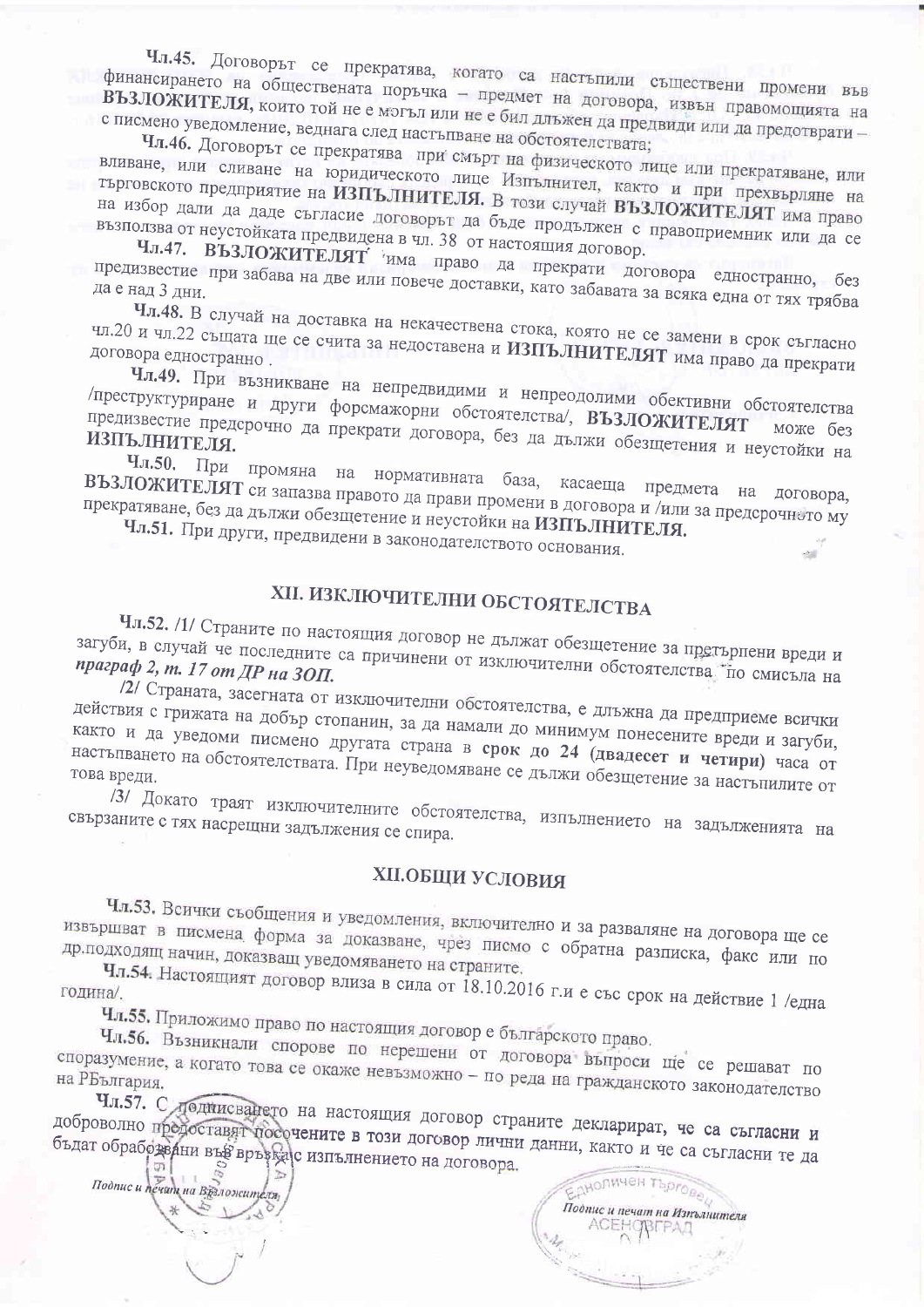**Чл.45.** Договорът се прекратява, когато са настъпили съществени промени във финансирането на обществената поръчка – предмет на договора, извън правомощията на **ВЪЗЛОЖИТЕЛЯ**, които той не е могъл или не е бил длъжен да предвиди или да предотврати – с писмено уведомление, веднага след настъпване на обстоятелствата;

**Чл.46.** Договорът се прекратява при смърт на физическото лице или прекратяване, или вливане, или сливане на юридическото лице Изпълнител, както и при прехвърляне на търговското предприятие на **ИЗПЪЛНИТЕЛЯ.** В този случай **ВЪЗЛОЖИТЕЛЯТ** има право на избор дали да даде съгласие договорът да бъде продължен с правоприемник или да се възползва от неустойката предвидена в чл. 38 от настоящия договор.

**Чл.47. ВЪЗЛОЖИТЕЛЯТ** има право да прекрати договора едностранно, без предизвестие при забава на две или повече доставки, като забавата за всяка една от тях трябва да е над 3 дни.

**Чл.48.** В случай на доставка на некачествена стока, която не се замени в срок съгласно чл.20 и чл.22 същата ще се счита за недоставена и **ИЗПЪЛНИТЕЛЯТ** има право да прекрати договора едностранно .

**Чл.49.** При възникване на непредвидими и непреодолими обективни обстоятелства /преструктуриране и други форсмажорни обстоятелства/, **ВЪЗЛОЖИТЕЛЯТ** може без предизвестие предсрочно да прекрати договора, без да дължи обезщетения и неустойки на **ИЗПЪЛНИТЕЛЯ.**

**Чл.50.** При промяна на нормативната база, касаеща предмета на договора, **ВЪЗЛОЖИТЕЛЯТ** си запазва правото да прави промени в договора и /или за предсрочното му прекратяване, без да дължи обезщетение и неустойки на **ИЗПЪЛНИТЕЛЯ.**

**Чл.51.** При други, предвидени в законодателството основания.

## XII. ИЗКЛЮЧИТЕЛНИ ОБСТОЯТЕЛСТВА

**Чл.52.** /1/ Страните по настоящия договор не дължат обезщетение за претърпени вреди и загуби, в случай че последните са причинени от изключителни обстоятелства по смисъла на ***пр***а***граф 2, т. 17 от ДР на ЗОП.***

/2/ Страната, засегната от изключителни обстоятелства, е длъжна да предприеме всички действия с грижата на добър стопанин, за да намали до минимум понесените вреди и загуби, както и да уведоми писмено другата страна в **срок до 24 (двадесет и четири)** часа от настъпването на обстоятелствата. При неуведомяване се дължи обезщетение за настъпилите от това вреди.

/3/ Докато траят изключителните обстоятелства, изпълнението на задълженията на свързаните с тях насрещни задължения се спира.

## XII.ОБЩИ УСЛОВИЯ

**Чл.53.** Всички съобщения и уведомления, включително и за разваляне на договора ще се извършват в писмена форма за доказване, чрез писмо с обратна разписка, факс или по др.подходящ начин, доказващ уведомяването на страните.

**Чл.54.** Настоящият договор влиза в сила от 18.10.2016 г.и е със срок на действие 1 /една година/.

**Чл.55.** Приложимо право по настоящия договор е българското право.

**Чл.56.** Възникнали спорове по нерешени от договора въпроси ще се решават по споразумение, а когато това се окаже невъзможно – по реда на гражданското законодателство на РБългария.

**Чл.57.** С подписването на настоящия договор страните декларират, че са съгласни и доброволно предоставят посочените в този договор лични данни, както и че са съгласни те да бъдат обработвани във връзка с изпълнението на договора.

*Подпис и печат на Възложителя* | *Подпис и печат на Изпълнителя*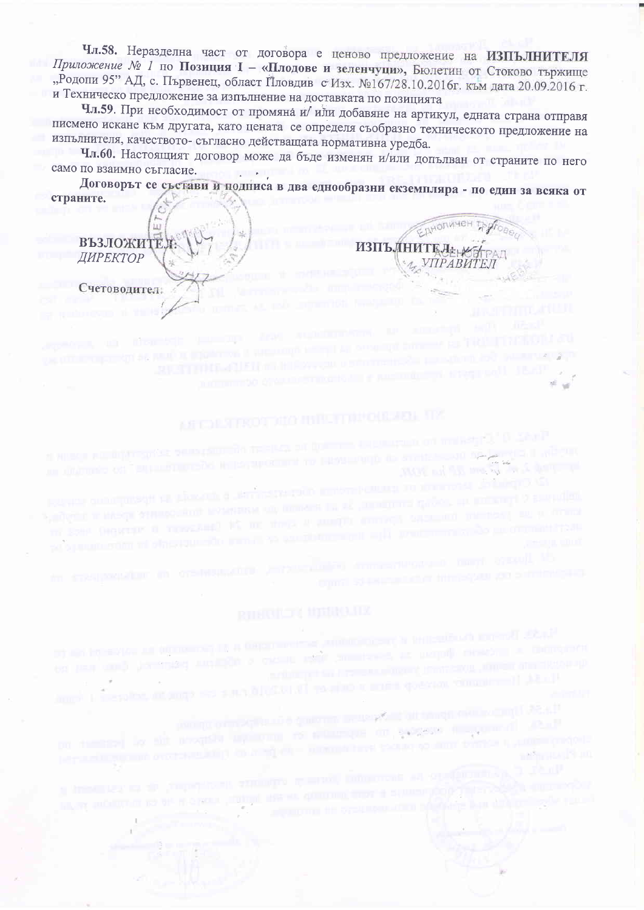**Чл.58.** Неразделна част от договора е ценово предложение на **ИЗПЪЛНИТЕЛЯ** *Приложение № 1* по **Позиция І – «Плодове и зеленчуци»,** Бюлетин от Стоково тържище „Родопи 95" АД, с. Първенец, област Пловдив с Изх. №167/28.10.2016г. към дата 20.09.2016 г. и Техническо предложение за изпълнение на доставката по позицията

**Чл.59.** При необходимост от промяна и/ или добавяне на артикул, едната страна отправя писмено искане към другата, като цената се определя съобразно техническото предложение на изпълнителя, качеството- съгласно действащата нормативна уредба.

**Чл.60.** Настоящият договор може да бъде изменян и/или допълван от страните по него само по взаимно съгласие.

**Договорът се състави и подписа в два еднообразни екземпляра - по един за всяка от страните.**

**ВЪЗЛОЖИТЕЛ:**
*ДИРЕКТОР*

**ИЗПЪЛНИТЕЛ:**
*УПРАВИТЕЛ*

Счетоводител: